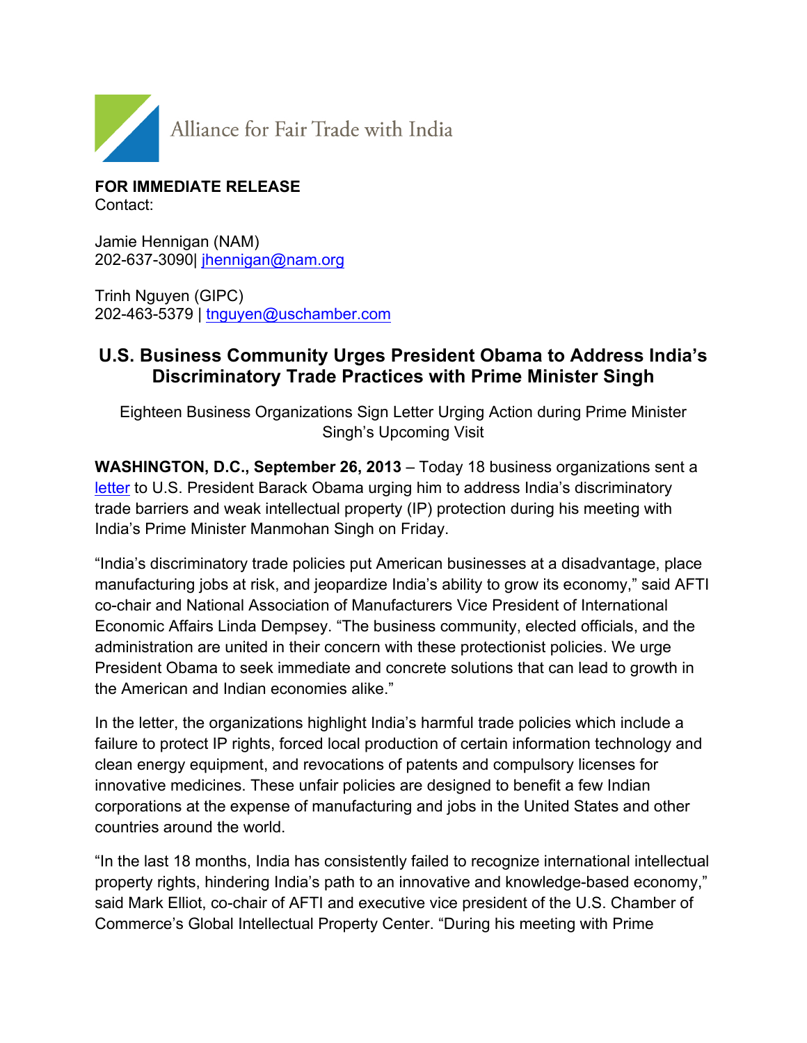Alliance for Fair Trade with India

**FOR IMMEDIATE RELEASE**
Contact:

Jamie Hennigan (NAM)
202-637-3090| jhennigan@nam.org

Trinh Nguyen (GIPC)
202-463-5379 | tnguyen@uschamber.com

## U.S. Business Community Urges President Obama to Address India's Discriminatory Trade Practices with Prime Minister Singh

Eighteen Business Organizations Sign Letter Urging Action during Prime Minister Singh's Upcoming Visit

**WASHINGTON, D.C., September 26, 2013** – Today 18 business organizations sent a letter to U.S. President Barack Obama urging him to address India's discriminatory trade barriers and weak intellectual property (IP) protection during his meeting with India's Prime Minister Manmohan Singh on Friday.

"India's discriminatory trade policies put American businesses at a disadvantage, place manufacturing jobs at risk, and jeopardize India's ability to grow its economy," said AFTI co-chair and National Association of Manufacturers Vice President of International Economic Affairs Linda Dempsey. "The business community, elected officials, and the administration are united in their concern with these protectionist policies. We urge President Obama to seek immediate and concrete solutions that can lead to growth in the American and Indian economies alike."

In the letter, the organizations highlight India's harmful trade policies which include a failure to protect IP rights, forced local production of certain information technology and clean energy equipment, and revocations of patents and compulsory licenses for innovative medicines. These unfair policies are designed to benefit a few Indian corporations at the expense of manufacturing and jobs in the United States and other countries around the world.

"In the last 18 months, India has consistently failed to recognize international intellectual property rights, hindering India's path to an innovative and knowledge-based economy," said Mark Elliot, co-chair of AFTI and executive vice president of the U.S. Chamber of Commerce's Global Intellectual Property Center. "During his meeting with Prime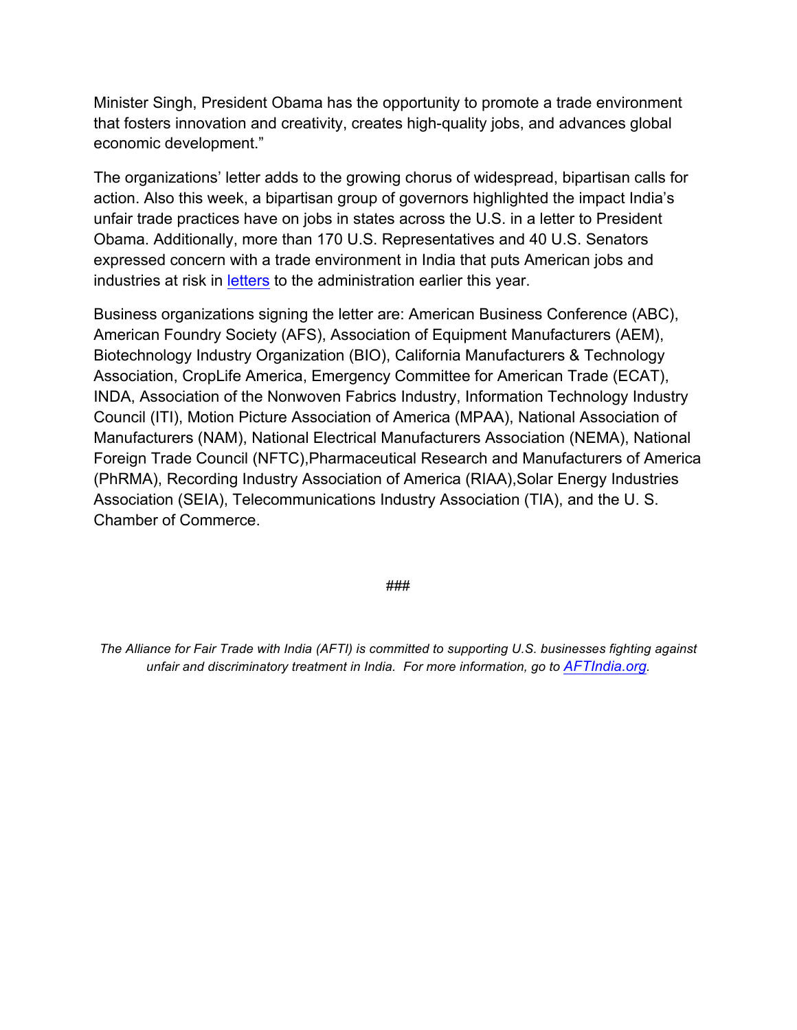Minister Singh, President Obama has the opportunity to promote a trade environment that fosters innovation and creativity, creates high-quality jobs, and advances global economic development."

The organizations' letter adds to the growing chorus of widespread, bipartisan calls for action. Also this week, a bipartisan group of governors highlighted the impact India's unfair trade practices have on jobs in states across the U.S. in a letter to President Obama. Additionally, more than 170 U.S. Representatives and 40 U.S. Senators expressed concern with a trade environment in India that puts American jobs and industries at risk in letters to the administration earlier this year.

Business organizations signing the letter are: American Business Conference (ABC), American Foundry Society (AFS), Association of Equipment Manufacturers (AEM), Biotechnology Industry Organization (BIO), California Manufacturers & Technology Association, CropLife America, Emergency Committee for American Trade (ECAT), INDA, Association of the Nonwoven Fabrics Industry, Information Technology Industry Council (ITI), Motion Picture Association of America (MPAA), National Association of Manufacturers (NAM), National Electrical Manufacturers Association (NEMA), National Foreign Trade Council (NFTC),Pharmaceutical Research and Manufacturers of America (PhRMA), Recording Industry Association of America (RIAA),Solar Energy Industries Association (SEIA), Telecommunications Industry Association (TIA), and the U. S. Chamber of Commerce.

###

*The Alliance for Fair Trade with India (AFTI) is committed to supporting U.S. businesses fighting against unfair and discriminatory treatment in India. For more information, go to AFTIndia.org.*